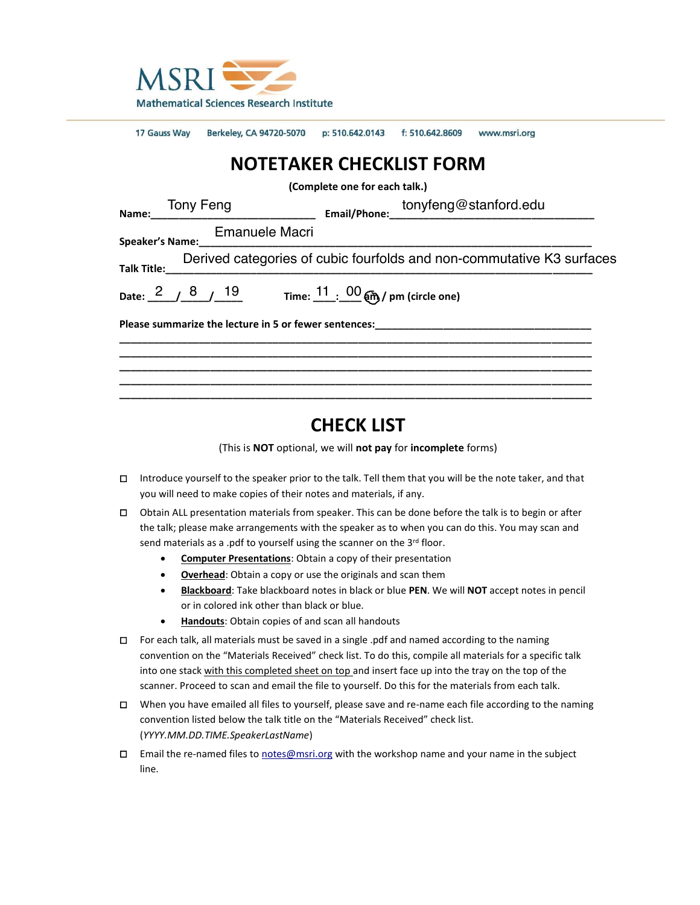MSRI
Mathematical Sciences Research Institute

17 Gauss Way Berkeley, CA 94720-5070 p: 510.642.0143 f: 510.642.8609 www.msri.org

# NOTETAKER CHECKLIST FORM

**(Complete one for each talk.)**

**Name:** Tony Feng **Email/Phone:** tonyfeng@stanford.edu

**Speaker's Name:** Emanuele Macri

**Talk Title:** Derived categories of cubic fourfolds and non-commutative K3 surfaces

**Date:** 2 / 8 / 19 **Time:** 11 : 00 am / pm (circle one) — am circled

**Please summarize the lecture in 5 or fewer sentences:**

# CHECK LIST

(This is **NOT** optional, we will **not pay** for **incomplete** forms)

- ☐ Introduce yourself to the speaker prior to the talk. Tell them that you will be the note taker, and that you will need to make copies of their notes and materials, if any.
- ☐ Obtain ALL presentation materials from speaker. This can be done before the talk is to begin or after the talk; please make arrangements with the speaker as to when you can do this. You may scan and send materials as a .pdf to yourself using the scanner on the 3rd floor.
  - **Computer Presentations**: Obtain a copy of their presentation
  - **Overhead**: Obtain a copy or use the originals and scan them
  - **Blackboard**: Take blackboard notes in black or blue **PEN**. We will **NOT** accept notes in pencil or in colored ink other than black or blue.
  - **Handouts**: Obtain copies of and scan all handouts
- ☐ For each talk, all materials must be saved in a single .pdf and named according to the naming convention on the "Materials Received" check list. To do this, compile all materials for a specific talk into one stack with this completed sheet on top and insert face up into the tray on the top of the scanner. Proceed to scan and email the file to yourself. Do this for the materials from each talk.
- ☐ When you have emailed all files to yourself, please save and re-name each file according to the naming convention listed below the talk title on the "Materials Received" check list. (*YYYY.MM.DD.TIME.SpeakerLastName*)
- ☐ Email the re-named files to notes@msri.org with the workshop name and your name in the subject line.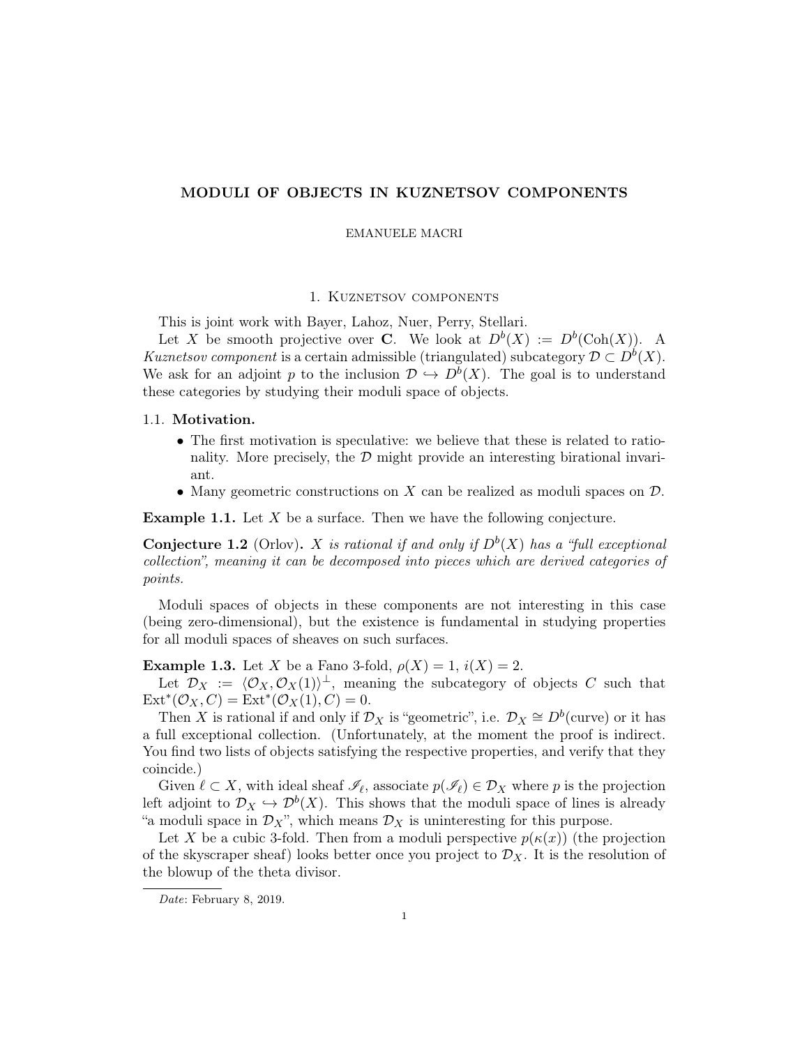# MODULI OF OBJECTS IN KUZNETSOV COMPONENTS

EMANUELE MACRI

## 1. Kuznetsov components

This is joint work with Bayer, Lahoz, Nuer, Perry, Stellari.

Let $X$ be smooth projective over $\mathbf{C}$. We look at $D^b(X) := D^b(\mathrm{Coh}(X))$. A *Kuznetsov component* is a certain admissible (triangulated) subcategory $\mathcal{D} \subset D^b(X)$. We ask for an adjoint $p$ to the inclusion $\mathcal{D} \hookrightarrow D^b(X)$. The goal is to understand these categories by studying their moduli space of objects.

### 1.1. Motivation.

- The first motivation is speculative: we believe that these is related to rationality. More precisely, the $\mathcal{D}$ might provide an interesting birational invariant.
- Many geometric constructions on $X$ can be realized as moduli spaces on $\mathcal{D}$.

**Example 1.1.** Let $X$ be a surface. Then we have the following conjecture.

**Conjecture 1.2** (Orlov)**.** *$X$ is rational if and only if $D^b(X)$ has a "full exceptional collection", meaning it can be decomposed into pieces which are derived categories of points.*

Moduli spaces of objects in these components are not interesting in this case (being zero-dimensional), but the existence is fundamental in studying properties for all moduli spaces of sheaves on such surfaces.

**Example 1.3.** Let $X$ be a Fano 3-fold, $\rho(X) = 1$, $i(X) = 2$.

Let $\mathcal{D}_X := \langle \mathcal{O}_X, \mathcal{O}_X(1)\rangle^{\perp}$, meaning the subcategory of objects $C$ such that $\mathrm{Ext}^*(\mathcal{O}_X, C) = \mathrm{Ext}^*(\mathcal{O}_X(1), C) = 0$.

Then $X$ is rational if and only if $\mathcal{D}_X$ is "geometric", i.e. $\mathcal{D}_X \cong D^b(\text{curve})$ or it has a full exceptional collection. (Unfortunately, at the moment the proof is indirect. You find two lists of objects satisfying the respective properties, and verify that they coincide.)

Given $\ell \subset X$, with ideal sheaf $\mathscr{I}_\ell$, associate $p(\mathscr{I}_\ell) \in \mathcal{D}_X$ where $p$ is the projection left adjoint to $\mathcal{D}_X \hookrightarrow \mathcal{D}^b(X)$. This shows that the moduli space of lines is already "a moduli space in $\mathcal{D}_X$", which means $\mathcal{D}_X$ is uninteresting for this purpose.

Let $X$ be a cubic 3-fold. Then from a moduli perspective $p(\kappa(x))$ (the projection of the skyscraper sheaf) looks better once you project to $\mathcal{D}_X$. It is the resolution of the blowup of the theta divisor.

*Date*: February 8, 2019.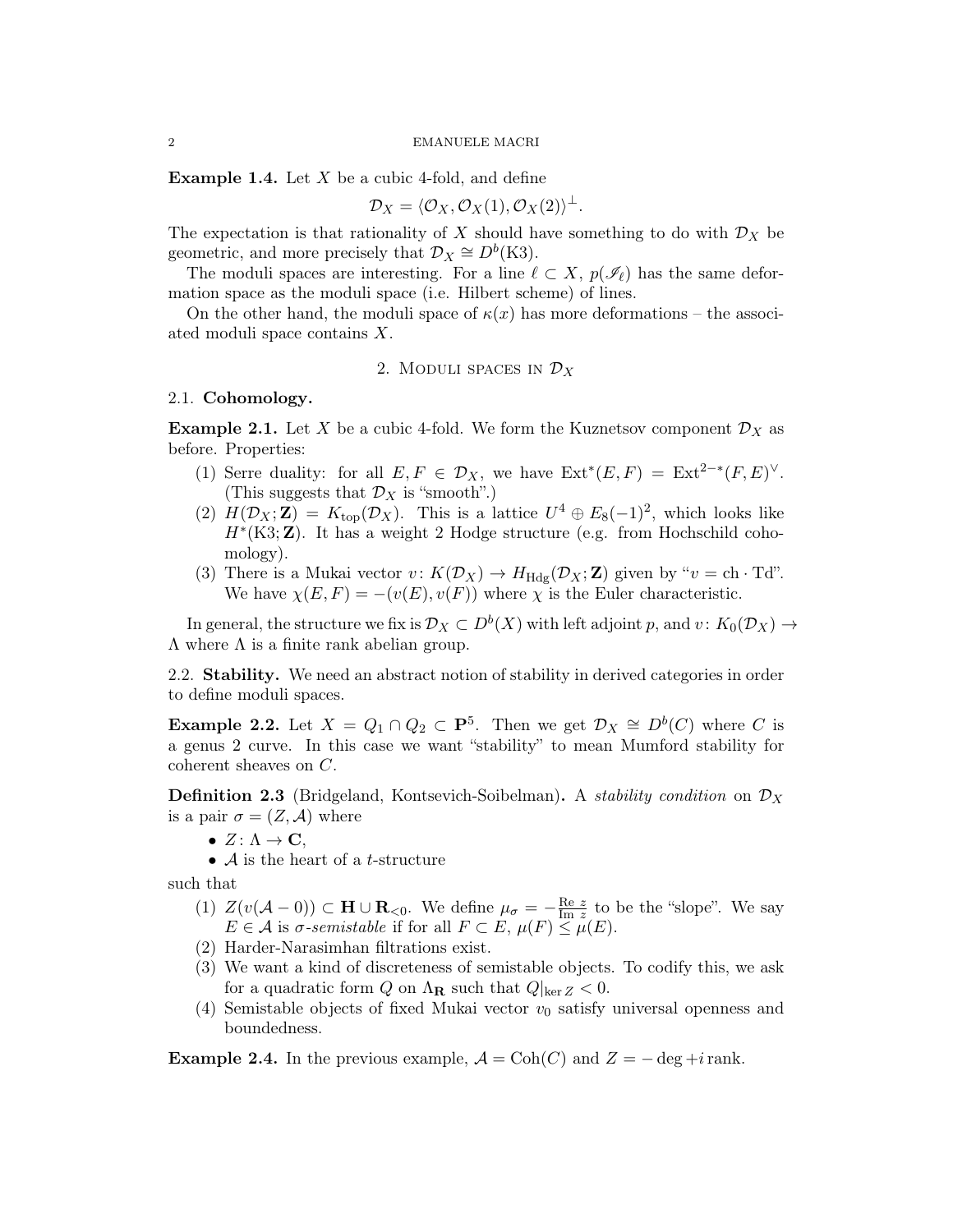**Example 1.4.** Let $X$ be a cubic 4-fold, and define

$$\mathcal{D}_X = \langle \mathcal{O}_X, \mathcal{O}_X(1), \mathcal{O}_X(2) \rangle^\perp.$$

The expectation is that rationality of $X$ should have something to do with $\mathcal{D}_X$ be geometric, and more precisely that $\mathcal{D}_X \cong D^b(\text{K3})$.

The moduli spaces are interesting. For a line $\ell \subset X$, $p(\mathscr{I}_\ell)$ has the same deformation space as the moduli space (i.e. Hilbert scheme) of lines.

On the other hand, the moduli space of $\kappa(x)$ has more deformations – the associated moduli space contains $X$.

## 2. Moduli spaces in $\mathcal{D}_X$

### 2.1. Cohomology.

**Example 2.1.** Let $X$ be a cubic 4-fold. We form the Kuznetsov component $\mathcal{D}_X$ as before. Properties:

1. Serre duality: for all $E, F \in \mathcal{D}_X$, we have $\operatorname{Ext}^*(E,F) = \operatorname{Ext}^{2-*}(F,E)^\vee$. (This suggests that $\mathcal{D}_X$ is "smooth".)
2. $H(\mathcal{D}_X; \mathbf{Z}) = K_{\text{top}}(\mathcal{D}_X)$. This is a lattice $U^4 \oplus E_8(-1)^2$, which looks like $H^*(\text{K3}; \mathbf{Z})$. It has a weight 2 Hodge structure (e.g. from Hochschild cohomology).
3. There is a Mukai vector $v \colon K(\mathcal{D}_X) \to H_{\text{Hdg}}(\mathcal{D}_X; \mathbf{Z})$ given by "$v = \text{ch} \cdot \text{Td}$". We have $\chi(E,F) = -(v(E), v(F))$ where $\chi$ is the Euler characteristic.

In general, the structure we fix is $\mathcal{D}_X \subset D^b(X)$ with left adjoint $p$, and $v \colon K_0(\mathcal{D}_X) \to \Lambda$ where $\Lambda$ is a finite rank abelian group.

### 2.2. Stability.

We need an abstract notion of stability in derived categories in order to define moduli spaces.

**Example 2.2.** Let $X = Q_1 \cap Q_2 \subset \mathbf{P}^5$. Then we get $\mathcal{D}_X \cong D^b(C)$ where $C$ is a genus 2 curve. In this case we want "stability" to mean Mumford stability for coherent sheaves on $C$.

**Definition 2.3** (Bridgeland, Kontsevich-Soibelman)**.** A *stability condition* on $\mathcal{D}_X$ is a pair $\sigma = (Z, \mathcal{A})$ where

- $Z \colon \Lambda \to \mathbf{C}$,
- $\mathcal{A}$ is the heart of a $t$-structure

such that

1. $Z(v(\mathcal{A} - 0)) \subset \mathbf{H} \cup \mathbf{R}_{<0}$. We define $\mu_\sigma = -\frac{\operatorname{Re} z}{\operatorname{Im} z}$ to be the "slope". We say $E \in \mathcal{A}$ is *$\sigma$-semistable* if for all $F \subset E$, $\mu(F) \leq \mu(E)$.
2. Harder-Narasimhan filtrations exist.
3. We want a kind of discreteness of semistable objects. To codify this, we ask for a quadratic form $Q$ on $\Lambda_{\mathbf{R}}$ such that $Q|_{\ker Z} < 0$.
4. Semistable objects of fixed Mukai vector $v_0$ satisfy universal openness and boundedness.

**Example 2.4.** In the previous example, $\mathcal{A} = \operatorname{Coh}(C)$ and $Z = -\deg + i \operatorname{rank}$.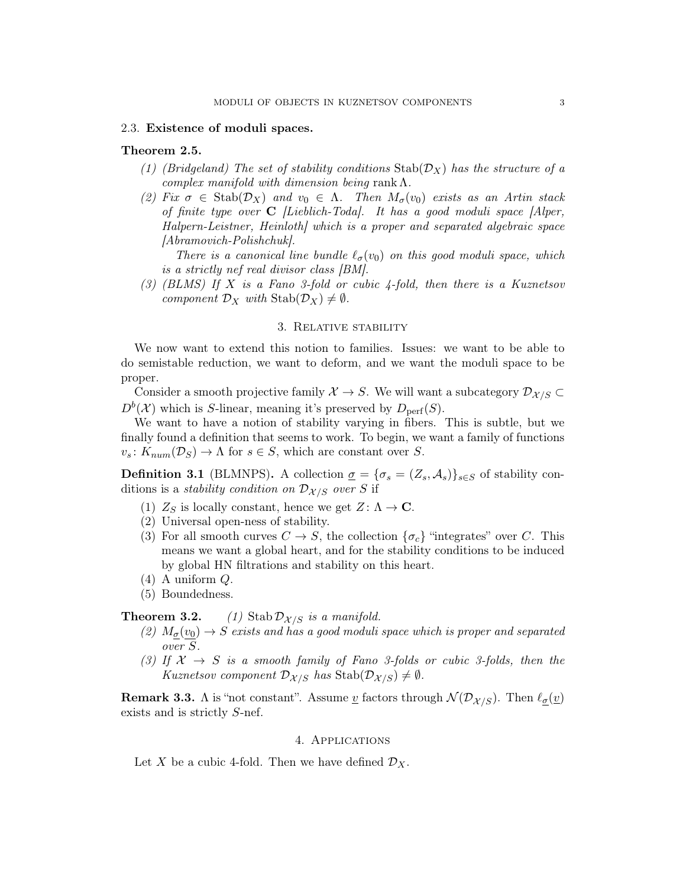### 2.3. Existence of moduli spaces.

**Theorem 2.5.**

1. *(Bridgeland) The set of stability conditions* $\mathrm{Stab}(\mathcal{D}_X)$ *has the structure of a complex manifold with dimension being* $\operatorname{rank}\Lambda$.
2. *Fix* $\sigma \in \mathrm{Stab}(\mathcal{D}_X)$ *and* $v_0 \in \Lambda$. *Then* $M_\sigma(v_0)$ *exists as an Artin stack of finite type over* $\mathbf{C}$ *[Lieblich-Toda]. It has a good moduli space [Alper, Halpern-Leistner, Heinloth] which is a proper and separated algebraic space [Abramovich-Polishchuk].*

   *There is a canonical line bundle* $\ell_\sigma(v_0)$ *on this good moduli space, which is a strictly nef real divisor class [BM].*
3. *(BLMS) If* $X$ *is a Fano 3-fold or cubic 4-fold, then there is a Kuznetsov component* $\mathcal{D}_X$ *with* $\mathrm{Stab}(\mathcal{D}_X) \neq \emptyset$.

## 3. Relative stability

We now want to extend this notion to families. Issues: we want to be able to do semistable reduction, we want to deform, and we want the moduli space to be proper.

Consider a smooth projective family $\mathcal{X} \to S$. We will want a subcategory $\mathcal{D}_{\mathcal{X}/S} \subset D^b(\mathcal{X})$ which is $S$-linear, meaning it's preserved by $D_{\mathrm{perf}}(S)$.

We want to have a notion of stability varying in fibers. This is subtle, but we finally found a definition that seems to work. To begin, we want a family of functions $v_s\colon K_{num}(\mathcal{D}_S) \to \Lambda$ for $s \in S$, which are constant over $S$.

**Definition 3.1** (BLMNPS)**.** A collection $\underline{\sigma} = \{\sigma_s = (Z_s, \mathcal{A}_s)\}_{s\in S}$ of stability conditions is a *stability condition on* $\mathcal{D}_{\mathcal{X}/S}$ *over* $S$ if

1. $Z_S$ is locally constant, hence we get $Z\colon \Lambda \to \mathbf{C}$.
2. Universal open-ness of stability.
3. For all smooth curves $C \to S$, the collection $\{\sigma_c\}$ "integrates" over $C$. This means we want a global heart, and for the stability conditions to be induced by global HN filtrations and stability on this heart.
4. A uniform $Q$.
5. Boundedness.

**Theorem 3.2.**

1. *$\mathrm{Stab}\,\mathcal{D}_{\mathcal{X}/S}$ is a manifold.*
2. *$M_{\underline{\sigma}}(\underline{v_0}) \to S$ exists and has a good moduli space which is proper and separated over $S$.*
3. *If* $\mathcal{X} \to S$ *is a smooth family of Fano 3-folds or cubic 3-folds, then the Kuznetsov component* $\mathcal{D}_{\mathcal{X}/S}$ *has* $\mathrm{Stab}(\mathcal{D}_{\mathcal{X}/S}) \neq \emptyset$.

**Remark 3.3.** $\Lambda$ is "not constant". Assume $\underline{v}$ factors through $\mathcal{N}(\mathcal{D}_{\mathcal{X}/S})$. Then $\ell_{\underline{\sigma}}(\underline{v})$ exists and is strictly $S$-nef.

## 4. Applications

Let $X$ be a cubic 4-fold. Then we have defined $\mathcal{D}_X$.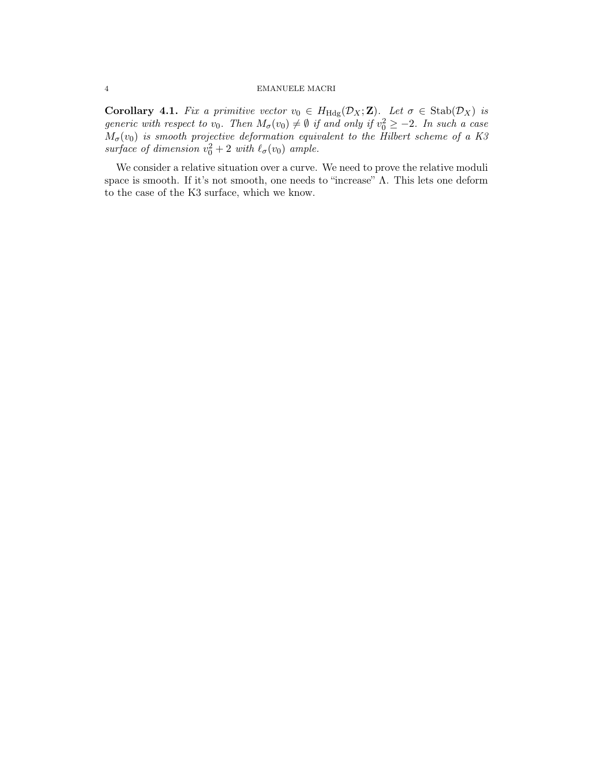**Corollary 4.1.** *Fix a primitive vector $v_0 \in H_{\mathrm{Hdg}}(\mathcal{D}_X; \mathbf{Z})$. Let $\sigma \in \mathrm{Stab}(\mathcal{D}_X)$ is generic with respect to $v_0$. Then $M_\sigma(v_0) \neq \emptyset$ if and only if $v_0^2 \geq -2$. In such a case $M_\sigma(v_0)$ is smooth projective deformation equivalent to the Hilbert scheme of a K3 surface of dimension $v_0^2 + 2$ with $\ell_\sigma(v_0)$ ample.*

We consider a relative situation over a curve. We need to prove the relative moduli space is smooth. If it's not smooth, one needs to "increase" $\Lambda$. This lets one deform to the case of the K3 surface, which we know.